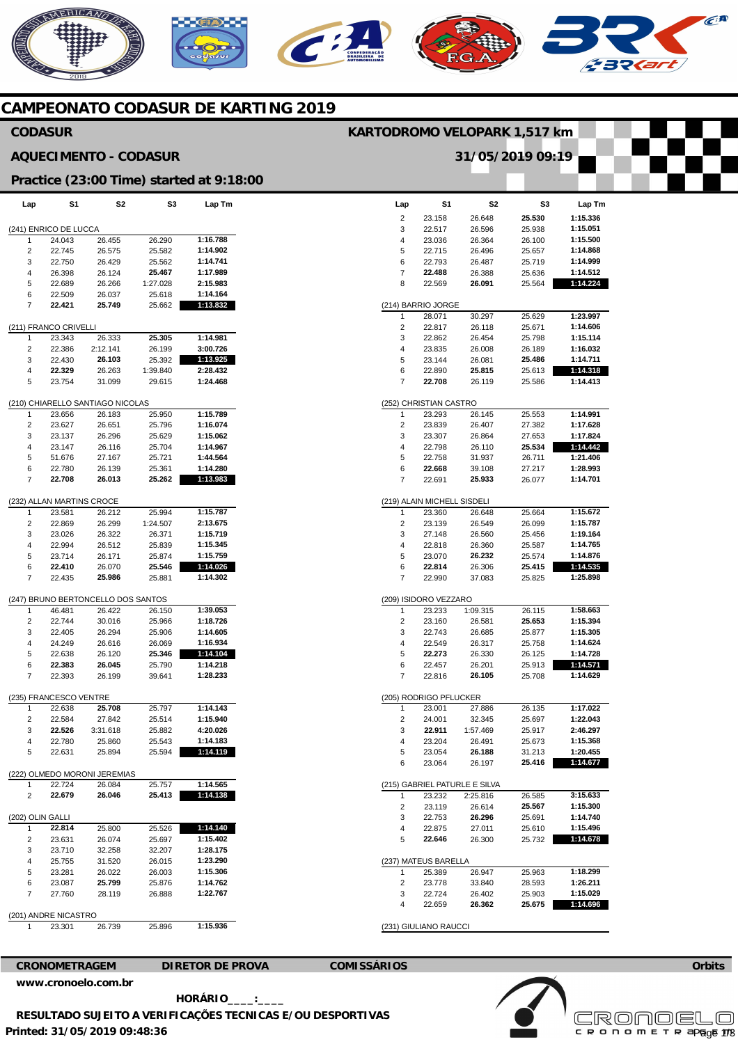# CAMPEONATO CODASUR DE KARTING 2019

**CODASUR** — **KARTODROMO VELOPARK 1,517 km**

**AQUECIMENTO - CODASUR** — **31/05/2019 09:19**

**Practice (23:00 Time) started at 9:18:00**

| Lap | S1 | S2 | S3 | Lap Tm |
|---|---|---|---|---|
| **(241) ENRICO DE LUCCA** | | | | |
| 1 | 24.043 | 26.455 | 26.290 | 1:16.788 |
| 2 | 22.745 | 26.575 | 25.582 | 1:14.902 |
| 3 | 22.750 | 26.429 | 25.562 | 1:14.741 |
| 4 | 26.398 | 26.124 | **25.467** | 1:17.989 |
| 5 | 22.689 | 26.266 | 1:27.028 | 2:15.983 |
| 6 | 22.509 | 26.037 | 25.618 | 1:14.164 |
| 7 | **22.421** | **25.749** | 25.662 | **1:13.832** |
| **(211) FRANCO CRIVELLI** | | | | |
| 1 | 23.343 | 26.333 | **25.305** | 1:14.981 |
| 2 | 22.386 | 2:12.141 | 26.199 | 3:00.726 |
| 3 | 22.430 | **26.103** | 25.392 | **1:13.925** |
| 4 | **22.329** | 26.263 | 1:39.840 | 2:28.432 |
| 5 | 23.754 | 31.099 | 29.615 | 1:24.468 |
| **(210) CHIARELLO SANTIAGO NICOLAS** | | | | |
| 1 | 23.656 | 26.183 | 25.950 | 1:15.789 |
| 2 | 23.627 | 26.651 | 25.796 | 1:16.074 |
| 3 | 23.137 | 26.296 | 25.629 | 1:15.062 |
| 4 | 23.147 | 26.116 | 25.704 | 1:14.967 |
| 5 | 51.676 | 27.167 | 25.721 | 1:44.564 |
| 6 | 22.780 | 26.139 | 25.361 | 1:14.280 |
| 7 | **22.708** | **26.013** | **25.262** | **1:13.983** |
| **(232) ALLAN MARTINS CROCE** | | | | |
| 1 | 23.581 | 26.212 | 25.994 | 1:15.787 |
| 2 | 22.869 | 26.299 | 1:24.507 | 2:13.675 |
| 3 | 23.026 | 26.322 | 26.371 | 1:15.719 |
| 4 | 22.994 | 26.512 | 25.839 | 1:15.345 |
| 5 | 23.714 | 26.171 | 25.874 | 1:15.759 |
| 6 | **22.410** | 26.070 | **25.546** | **1:14.026** |
| 7 | 22.435 | **25.986** | 25.881 | 1:14.302 |
| **(247) BRUNO BERTONCELLO DOS SANTOS** | | | | |
| 1 | 46.481 | 26.422 | 26.150 | 1:39.053 |
| 2 | 22.744 | 30.016 | 25.966 | 1:18.726 |
| 3 | 22.405 | 26.294 | 25.906 | 1:14.605 |
| 4 | 24.249 | 26.616 | 26.069 | 1:16.934 |
| 5 | 22.638 | 26.120 | **25.346** | **1:14.104** |
| 6 | **22.383** | **26.045** | 25.790 | 1:14.218 |
| 7 | 22.393 | 26.199 | 39.641 | 1:28.233 |
| **(235) FRANCESCO VENTRE** | | | | |
| 1 | 22.638 | **25.708** | 25.797 | 1:14.143 |
| 2 | 22.584 | 27.842 | 25.514 | 1:15.940 |
| 3 | **22.526** | 3:31.618 | 25.882 | 4:20.026 |
| 4 | 22.780 | 25.860 | 25.543 | 1:14.183 |
| 5 | 22.631 | 25.894 | 25.594 | **1:14.119** |
| **(222) OLMEDO MORONI JEREMIAS** | | | | |
| 1 | 22.724 | 26.084 | 25.757 | 1:14.565 |
| 2 | **22.679** | **26.046** | **25.413** | **1:14.138** |
| **(202) OLIN GALLI** | | | | |
| 1 | **22.814** | 25.800 | 25.526 | **1:14.140** |
| 2 | 23.631 | 26.074 | 25.697 | 1:15.402 |
| 3 | 23.710 | 32.258 | 32.207 | 1:28.175 |
| 4 | 25.755 | 31.520 | 26.015 | 1:23.290 |
| 5 | 23.281 | 26.022 | 26.003 | 1:15.306 |
| 6 | 23.087 | **25.799** | 25.876 | 1:14.762 |
| 7 | 27.760 | 28.119 | 26.888 | 1:22.767 |
| **(201) ANDRE NICASTRO** | | | | |
| 1 | 23.301 | 26.739 | 25.896 | 1:15.936 |
| 2 | 23.158 | 26.648 | **25.530** | 1:15.336 |
| 3 | 22.517 | 26.596 | 25.938 | 1:15.051 |
| 4 | 23.036 | 26.364 | 26.100 | 1:15.500 |
| 5 | 22.715 | 26.496 | 25.657 | 1:14.868 |
| 6 | 22.793 | 26.487 | 25.719 | 1:14.999 |
| 7 | **22.488** | 26.388 | 25.636 | 1:14.512 |
| 8 | 22.569 | **26.091** | 25.564 | **1:14.224** |
| **(214) BARRIO JORGE** | | | | |
| 1 | 28.071 | 30.297 | 25.629 | 1:23.997 |
| 2 | 22.817 | 26.118 | 25.671 | 1:14.606 |
| 3 | 22.862 | 26.454 | 25.798 | 1:15.114 |
| 4 | 23.835 | 26.008 | 26.189 | 1:16.032 |
| 5 | 23.144 | 26.081 | **25.486** | 1:14.711 |
| 6 | 22.890 | **25.815** | 25.613 | **1:14.318** |
| 7 | **22.708** | 26.119 | 25.586 | 1:14.413 |
| **(252) CHRISTIAN CASTRO** | | | | |
| 1 | 23.293 | 26.145 | 25.553 | 1:14.991 |
| 2 | 23.839 | 26.407 | 27.382 | 1:17.628 |
| 3 | 23.307 | 26.864 | 27.653 | 1:17.824 |
| 4 | 22.798 | 26.110 | **25.534** | **1:14.442** |
| 5 | 22.758 | 31.937 | 26.711 | 1:21.406 |
| 6 | **22.668** | 39.108 | 27.217 | 1:28.993 |
| 7 | 22.691 | **25.933** | 26.077 | 1:14.701 |
| **(219) ALAIN MICHELL SISDELI** | | | | |
| 1 | 23.360 | 26.648 | 25.664 | 1:15.672 |
| 2 | 23.139 | 26.549 | 26.099 | 1:15.787 |
| 3 | 27.148 | 26.560 | 25.456 | 1:19.164 |
| 4 | 22.818 | 26.360 | 25.587 | 1:14.765 |
| 5 | 23.070 | **26.232** | 25.574 | 1:14.876 |
| 6 | **22.814** | 26.306 | **25.415** | **1:14.535** |
| 7 | 22.990 | 37.083 | 25.825 | 1:25.898 |
| **(209) ISIDORO VEZZARO** | | | | |
| 1 | 23.233 | 1:09.315 | 26.115 | 1:58.663 |
| 2 | 23.160 | 26.581 | **25.653** | 1:15.394 |
| 3 | 22.743 | 26.685 | 25.877 | 1:15.305 |
| 4 | 22.549 | 26.317 | 25.758 | 1:14.624 |
| 5 | **22.273** | 26.330 | 26.125 | 1:14.728 |
| 6 | 22.457 | 26.201 | 25.913 | **1:14.571** |
| 7 | 22.816 | **26.105** | 25.708 | 1:14.629 |
| **(205) RODRIGO PFLUCKER** | | | | |
| 1 | 23.001 | 27.886 | 26.135 | 1:17.022 |
| 2 | 24.001 | 32.345 | 25.697 | 1:22.043 |
| 3 | **22.911** | 1:57.469 | 25.917 | 2:46.297 |
| 4 | 23.204 | 26.491 | 25.673 | 1:15.368 |
| 5 | 23.054 | **26.188** | 31.213 | 1:20.455 |
| 6 | 23.064 | 26.197 | **25.416** | **1:14.677** |
| **(215) GABRIEL PATURLE E SILVA** | | | | |
| 1 | 23.232 | 2:25.816 | 26.585 | 3:15.633 |
| 2 | 23.119 | 26.614 | **25.567** | 1:15.300 |
| 3 | 22.753 | **26.296** | 25.691 | 1:14.740 |
| 4 | 22.875 | 27.011 | 25.610 | 1:15.496 |
| 5 | **22.646** | 26.300 | 25.732 | **1:14.678** |
| **(237) MATEUS BARELLA** | | | | |
| 1 | 25.389 | 26.947 | 25.963 | 1:18.299 |
| 2 | 23.778 | 33.840 | 28.593 | 1:26.211 |
| 3 | 22.724 | 26.402 | 25.903 | 1:15.029 |
| 4 | **22.659** | **26.362** | **25.675** | **1:14.696** |
| **(231) GIULIANO RAUCCI** | | | | |

**CRONOMETRAGEM** | **DIRETOR DE PROVA** | **COMISSÁRIOS** | **Orbits**

**www.cronoelo.com.br**

**HORÁRIO____:____**

**RESULTADO SUJEITO A VERIFICAÇÕES TECNICAS E/OU DESPORTIVAS**

**Printed: 31/05/2019 09:48:36**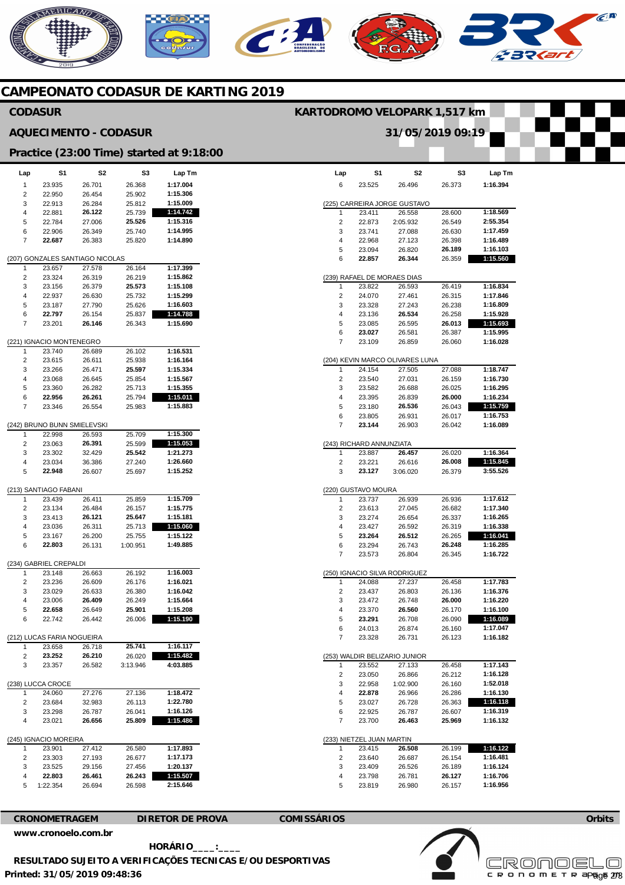# CAMPEONATO CODASUR DE KARTING 2019

## CODASUR

**KARTODROMO VELOPARK 1,517 km**

## AQUECIMENTO - CODASUR

**31/05/2019 09:19**

### Practice (23:00 Time) started at 9:18:00

| Lap | S1 | S2 | S3 | Lap Tm |
|---|---|---|---|---|
| 1 | 23.935 | 26.701 | 26.368 | **1:17.004** |
| 2 | 22.950 | 26.454 | 25.902 | **1:15.306** |
| 3 | 22.913 | 26.284 | 25.812 | **1:15.009** |
| 4 | 22.881 | **26.122** | 25.739 | **1:14.742** |
| 5 | 22.784 | 27.006 | **25.526** | **1:15.316** |
| 6 | 22.906 | 26.349 | 25.740 | **1:14.995** |
| 7 | **22.687** | 26.383 | 25.820 | **1:14.890** |

(207) GONZALES SANTIAGO NICOLAS

| Lap | S1 | S2 | S3 | Lap Tm |
|---|---|---|---|---|
| 1 | 23.657 | 27.578 | 26.164 | **1:17.399** |
| 2 | 23.324 | 26.319 | 26.219 | **1:15.862** |
| 3 | 23.156 | 26.379 | **25.573** | **1:15.108** |
| 4 | 22.937 | 26.630 | 25.732 | **1:15.299** |
| 5 | 23.187 | 27.790 | 25.626 | **1:16.603** |
| 6 | **22.797** | 26.154 | 25.837 | **1:14.788** |
| 7 | 23.201 | **26.146** | 26.343 | **1:15.690** |

(221) IGNACIO MONTENEGRO

| Lap | S1 | S2 | S3 | Lap Tm |
|---|---|---|---|---|
| 1 | 23.740 | 26.689 | 26.102 | **1:16.531** |
| 2 | 23.615 | 26.611 | 25.938 | **1:16.164** |
| 3 | 23.266 | 26.471 | **25.597** | **1:15.334** |
| 4 | 23.068 | 26.645 | 25.854 | **1:15.567** |
| 5 | 23.360 | 26.282 | 25.713 | **1:15.355** |
| 6 | **22.956** | **26.261** | 25.794 | **1:15.011** |
| 7 | 23.346 | 26.554 | 25.983 | **1:15.883** |

(242) BRUNO BUNN SMIELEVSKI

| Lap | S1 | S2 | S3 | Lap Tm |
|---|---|---|---|---|
| 1 | 22.998 | 26.593 | 25.709 | **1:15.300** |
| 2 | 23.063 | **26.391** | 25.599 | **1:15.053** |
| 3 | 23.302 | 32.429 | **25.542** | **1:21.273** |
| 4 | 23.034 | 36.386 | 27.240 | **1:26.660** |
| 5 | **22.948** | 26.607 | 25.697 | **1:15.252** |

(213) SANTIAGO FABANI

| Lap | S1 | S2 | S3 | Lap Tm |
|---|---|---|---|---|
| 1 | 23.439 | 26.411 | 25.859 | **1:15.709** |
| 2 | 23.134 | 26.484 | 26.157 | **1:15.775** |
| 3 | 23.413 | **26.121** | **25.647** | **1:15.181** |
| 4 | 23.036 | 26.311 | 25.713 | **1:15.060** |
| 5 | 23.167 | 26.200 | 25.755 | **1:15.122** |
| 6 | **22.803** | 26.131 | 1:00.951 | **1:49.885** |

(234) GABRIEL CREPALDI

| Lap | S1 | S2 | S3 | Lap Tm |
|---|---|---|---|---|
| 1 | 23.148 | 26.663 | 26.192 | **1:16.003** |
| 2 | 23.236 | 26.609 | 26.176 | **1:16.021** |
| 3 | 23.029 | 26.633 | 26.380 | **1:16.042** |
| 4 | 23.006 | **26.409** | 26.249 | **1:15.664** |
| 5 | **22.658** | 26.649 | **25.901** | **1:15.208** |
| 6 | 22.742 | 26.442 | 26.006 | **1:15.190** |

(212) LUCAS FARIA NOGUEIRA

| Lap | S1 | S2 | S3 | Lap Tm |
|---|---|---|---|---|
| 1 | 23.658 | 26.718 | **25.741** | **1:16.117** |
| 2 | **23.252** | **26.210** | 26.020 | **1:15.482** |
| 3 | 23.357 | 26.582 | 3:13.946 | **4:03.885** |

(238) LUCCA CROCE

| Lap | S1 | S2 | S3 | Lap Tm |
|---|---|---|---|---|
| 1 | 24.060 | 27.276 | 27.136 | **1:18.472** |
| 2 | 23.684 | 32.983 | 26.113 | **1:22.780** |
| 3 | 23.298 | 26.787 | 26.041 | **1:16.126** |
| 4 | 23.021 | **26.656** | **25.809** | **1:15.486** |

(245) IGNACIO MOREIRA

| Lap | S1 | S2 | S3 | Lap Tm |
|---|---|---|---|---|
| 1 | 23.901 | 27.412 | 26.580 | **1:17.893** |
| 2 | 23.303 | 27.193 | 26.677 | **1:17.173** |
| 3 | 23.525 | 29.156 | 27.456 | **1:20.137** |
| 4 | **22.803** | **26.461** | **26.243** | **1:15.507** |
| 5 | 1:22.354 | 26.694 | 26.598 | **2:15.646** |

| Lap | S1 | S2 | S3 | Lap Tm |
|---|---|---|---|---|
| 6 | 23.525 | 26.496 | 26.373 | **1:16.394** |

(225) CARREIRA JORGE GUSTAVO

| Lap | S1 | S2 | S3 | Lap Tm |
|---|---|---|---|---|
| 1 | 23.411 | 26.558 | 28.600 | **1:18.569** |
| 2 | 22.873 | 2:05.932 | 26.549 | **2:55.354** |
| 3 | 23.741 | 27.088 | 26.630 | **1:17.459** |
| 4 | 22.968 | 27.123 | 26.398 | **1:16.489** |
| 5 | 23.094 | 26.820 | **26.189** | **1:16.103** |
| 6 | **22.857** | **26.344** | 26.359 | **1:15.560** |

(239) RAFAEL DE MORAES DIAS

| Lap | S1 | S2 | S3 | Lap Tm |
|---|---|---|---|---|
| 1 | 23.822 | 26.593 | 26.419 | **1:16.834** |
| 2 | 24.070 | 27.461 | 26.315 | **1:17.846** |
| 3 | 23.328 | 27.243 | 26.238 | **1:16.809** |
| 4 | 23.136 | **26.534** | 26.258 | **1:15.928** |
| 5 | 23.085 | 26.595 | **26.013** | **1:15.693** |
| 6 | **23.027** | 26.581 | 26.387 | **1:15.995** |
| 7 | 23.109 | 26.859 | 26.060 | **1:16.028** |

(204) KEVIN MARCO OLIVARES LUNA

| Lap | S1 | S2 | S3 | Lap Tm |
|---|---|---|---|---|
| 1 | 24.154 | 27.505 | 27.088 | **1:18.747** |
| 2 | 23.540 | 27.031 | 26.159 | **1:16.730** |
| 3 | 23.582 | 26.688 | 26.025 | **1:16.295** |
| 4 | 23.395 | 26.839 | **26.000** | **1:16.234** |
| 5 | 23.180 | **26.536** | 26.043 | **1:15.759** |
| 6 | 23.805 | 26.931 | 26.017 | **1:16.753** |
| 7 | **23.144** | 26.903 | 26.042 | **1:16.089** |

(243) RICHARD ANNUNZIATA

| Lap | S1 | S2 | S3 | Lap Tm |
|---|---|---|---|---|
| 1 | 23.887 | **26.457** | 26.020 | **1:16.364** |
| 2 | 23.221 | 26.616 | **26.008** | **1:15.845** |
| 3 | **23.127** | 3:06.020 | 26.379 | **3:55.526** |

(220) GUSTAVO MOURA

| Lap | S1 | S2 | S3 | Lap Tm |
|---|---|---|---|---|
| 1 | 23.737 | 26.939 | 26.936 | **1:17.612** |
| 2 | 23.613 | 27.045 | 26.682 | **1:17.340** |
| 3 | 23.274 | 26.654 | 26.337 | **1:16.265** |
| 4 | 23.427 | 26.592 | 26.319 | **1:16.338** |
| 5 | **23.264** | **26.512** | 26.265 | **1:16.041** |
| 6 | 23.294 | 26.743 | **26.248** | **1:16.285** |
| 7 | 23.573 | 26.804 | 26.345 | **1:16.722** |

(250) IGNACIO SILVA RODRIGUEZ

| Lap | S1 | S2 | S3 | Lap Tm |
|---|---|---|---|---|
| 1 | 24.088 | 27.237 | 26.458 | **1:17.783** |
| 2 | 23.437 | 26.803 | 26.136 | **1:16.376** |
| 3 | 23.472 | 26.748 | **26.000** | **1:16.220** |
| 4 | 23.370 | **26.560** | 26.170 | **1:16.100** |
| 5 | **23.291** | 26.708 | 26.090 | **1:16.089** |
| 6 | 24.013 | 26.874 | 26.160 | **1:17.047** |
| 7 | 23.328 | 26.731 | 26.123 | **1:16.182** |

(253) WALDIR BELIZARIO JUNIOR

| Lap | S1 | S2 | S3 | Lap Tm |
|---|---|---|---|---|
| 1 | 23.552 | 27.133 | 26.458 | **1:17.143** |
| 2 | 23.050 | 26.866 | 26.212 | **1:16.128** |
| 3 | 22.958 | 1:02.900 | 26.160 | **1:52.018** |
| 4 | **22.878** | 26.966 | 26.286 | **1:16.130** |
| 5 | 23.027 | 26.728 | 26.363 | **1:16.118** |
| 6 | 22.925 | 26.787 | 26.607 | **1:16.319** |
| 7 | 23.700 | **26.463** | **25.969** | **1:16.132** |

(233) NIETZEL JUAN MARTIN

| Lap | S1 | S2 | S3 | Lap Tm |
|---|---|---|---|---|
| 1 | 23.415 | **26.508** | 26.199 | **1:16.122** |
| 2 | 23.640 | 26.687 | 26.154 | **1:16.481** |
| 3 | 23.409 | 26.526 | 26.189 | **1:16.124** |
| 4 | 23.798 | 26.781 | **26.127** | **1:16.706** |
| 5 | 23.819 | 26.980 | 26.157 | **1:16.956** |

**CRONOMETRAGEM** **DIRETOR DE PROVA** **COMISSÁRIOS** **Orbits**

**www.cronoelo.com.br**

**HORÁRIO\_\_\_\_:\_\_\_\_**

**RESULTADO SUJEITO A VERIFICAÇÕES TECNICAS E/OU DESPORTIVAS**

**Printed: 31/05/2019 09:48:36**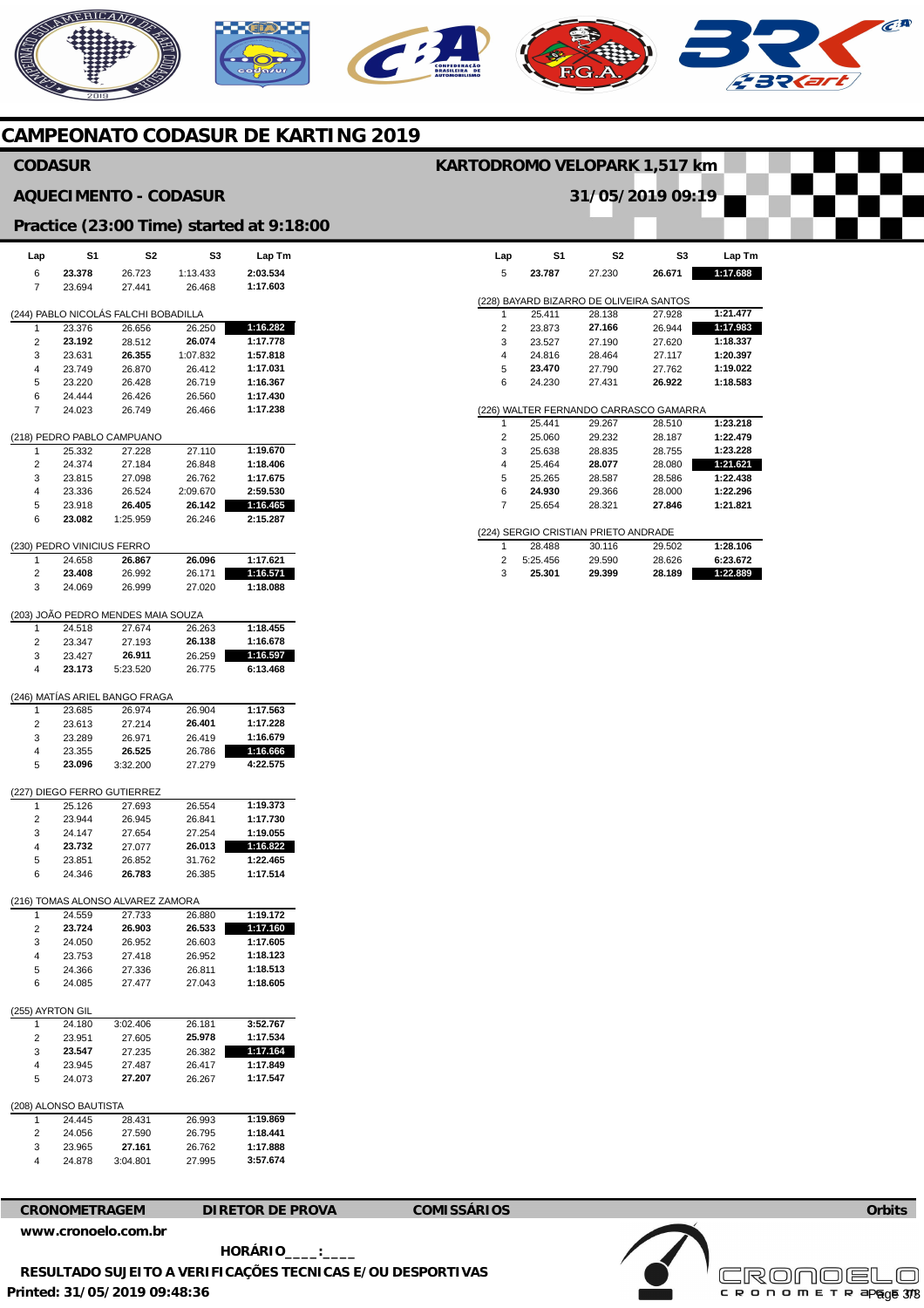## CAMPEONATO CODASUR DE KARTING 2019

**CODASUR**

**AQUECIMENTO - CODASUR**

**Practice (23:00 Time) started at 9:18:00**

**KARTODROMO VELOPARK 1,517 km**

**31/05/2019 09:19**

| Lap | S1 | S2 | S3 | Lap Tm |
|---|---|---|---|---|
| 6 | **23.378** | 26.723 | 1:13.433 | **2:03.534** |
| 7 | 23.694 | 27.441 | 26.468 | **1:17.603** |

(244) PABLO NICOLÁS FALCHI BOBADILLA

| Lap | S1 | S2 | S3 | Lap Tm |
|---|---|---|---|---|
| 1 | 23.376 | 26.656 | 26.250 | **1:16.282** |
| 2 | **23.192** | 28.512 | **26.074** | **1:17.778** |
| 3 | 23.631 | **26.355** | 1:07.832 | **1:57.818** |
| 4 | 23.749 | 26.870 | 26.412 | **1:17.031** |
| 5 | 23.220 | 26.428 | 26.719 | **1:16.367** |
| 6 | 24.444 | 26.426 | 26.560 | **1:17.430** |
| 7 | 24.023 | 26.749 | 26.466 | **1:17.238** |

(218) PEDRO PABLO CAMPUANO

| Lap | S1 | S2 | S3 | Lap Tm |
|---|---|---|---|---|
| 1 | 25.332 | 27.228 | 27.110 | **1:19.670** |
| 2 | 24.374 | 27.184 | 26.848 | **1:18.406** |
| 3 | 23.815 | 27.098 | 26.762 | **1:17.675** |
| 4 | 23.336 | 26.524 | 2:09.670 | **2:59.530** |
| 5 | 23.918 | **26.405** | **26.142** | **1:16.465** |
| 6 | **23.082** | 1:25.959 | 26.246 | **2:15.287** |

(230) PEDRO VINICIUS FERRO

| Lap | S1 | S2 | S3 | Lap Tm |
|---|---|---|---|---|
| 1 | 24.658 | **26.867** | **26.096** | **1:17.621** |
| 2 | **23.408** | 26.992 | 26.171 | **1:16.571** |
| 3 | 24.069 | 26.999 | 27.020 | **1:18.088** |

(203) JOÃO PEDRO MENDES MAIA SOUZA

| Lap | S1 | S2 | S3 | Lap Tm |
|---|---|---|---|---|
| 1 | 24.518 | 27.674 | 26.263 | **1:18.455** |
| 2 | 23.347 | 27.193 | **26.138** | **1:16.678** |
| 3 | 23.427 | **26.911** | 26.259 | **1:16.597** |
| 4 | **23.173** | 5:23.520 | 26.775 | **6:13.468** |

(246) MATÍAS ARIEL BANGO FRAGA

| Lap | S1 | S2 | S3 | Lap Tm |
|---|---|---|---|---|
| 1 | 23.685 | 26.974 | 26.904 | **1:17.563** |
| 2 | 23.613 | 27.214 | **26.401** | **1:17.228** |
| 3 | 23.289 | 26.971 | 26.419 | **1:16.679** |
| 4 | 23.355 | **26.525** | 26.786 | **1:16.666** |
| 5 | **23.096** | 3:32.200 | 27.279 | **4:22.575** |

(227) DIEGO FERRO GUTIERREZ

| Lap | S1 | S2 | S3 | Lap Tm |
|---|---|---|---|---|
| 1 | 25.126 | 27.693 | 26.554 | **1:19.373** |
| 2 | 23.944 | 26.945 | 26.841 | **1:17.730** |
| 3 | 24.147 | 27.654 | 27.254 | **1:19.055** |
| 4 | **23.732** | 27.077 | **26.013** | **1:16.822** |
| 5 | 23.851 | 26.852 | 31.762 | **1:22.465** |
| 6 | 24.346 | **26.783** | 26.385 | **1:17.514** |

(216) TOMAS ALONSO ALVAREZ ZAMORA

| Lap | S1 | S2 | S3 | Lap Tm |
|---|---|---|---|---|
| 1 | 24.559 | 27.733 | 26.880 | **1:19.172** |
| 2 | **23.724** | **26.903** | **26.533** | **1:17.160** |
| 3 | 24.050 | 26.952 | 26.603 | **1:17.605** |
| 4 | 23.753 | 27.418 | 26.952 | **1:18.123** |
| 5 | 24.366 | 27.336 | 26.811 | **1:18.513** |
| 6 | 24.085 | 27.477 | 27.043 | **1:18.605** |

(255) AYRTON GIL

| Lap | S1 | S2 | S3 | Lap Tm |
|---|---|---|---|---|
| 1 | 24.180 | 3:02.406 | 26.181 | **3:52.767** |
| 2 | 23.951 | 27.605 | **25.978** | **1:17.534** |
| 3 | **23.547** | 27.235 | 26.382 | **1:17.164** |
| 4 | 23.945 | 27.487 | 26.417 | **1:17.849** |
| 5 | 24.073 | **27.207** | 26.267 | **1:17.547** |

(208) ALONSO BAUTISTA

| Lap | S1 | S2 | S3 | Lap Tm |
|---|---|---|---|---|
| 1 | 24.445 | 28.431 | 26.993 | **1:19.869** |
| 2 | 24.056 | 27.590 | 26.795 | **1:18.441** |
| 3 | 23.965 | **27.161** | 26.762 | **1:17.888** |
| 4 | 24.878 | 3:04.801 | 27.995 | **3:57.674** |

| Lap | S1 | S2 | S3 | Lap Tm |
|---|---|---|---|---|
| 5 | **23.787** | 27.230 | **26.671** | **1:17.688** |

(228) BAYARD BIZARRO DE OLIVEIRA SANTOS

| Lap | S1 | S2 | S3 | Lap Tm |
|---|---|---|---|---|
| 1 | 25.411 | 28.138 | 27.928 | **1:21.477** |
| 2 | 23.873 | **27.166** | 26.944 | **1:17.983** |
| 3 | 23.527 | 27.190 | 27.620 | **1:18.337** |
| 4 | 24.816 | 28.464 | 27.117 | **1:20.397** |
| 5 | **23.470** | 27.790 | 27.762 | **1:19.022** |
| 6 | 24.230 | 27.431 | **26.922** | **1:18.583** |

(226) WALTER FERNANDO CARRASCO GAMARRA

| Lap | S1 | S2 | S3 | Lap Tm |
|---|---|---|---|---|
| 1 | 25.441 | 29.267 | 28.510 | **1:23.218** |
| 2 | 25.060 | 29.232 | 28.187 | **1:22.479** |
| 3 | 25.638 | 28.835 | 28.755 | **1:23.228** |
| 4 | 25.464 | **28.077** | 28.080 | **1:21.621** |
| 5 | 25.265 | 28.587 | 28.586 | **1:22.438** |
| 6 | **24.930** | 29.366 | 28.000 | **1:22.296** |
| 7 | 25.654 | 28.321 | **27.846** | **1:21.821** |

(224) SERGIO CRISTIAN PRIETO ANDRADE

| Lap | S1 | S2 | S3 | Lap Tm |
|---|---|---|---|---|
| 1 | 28.488 | 30.116 | 29.502 | **1:28.106** |
| 2 | 5:25.456 | 29.590 | 28.626 | **6:23.672** |
| 3 | **25.301** | **29.399** | **28.189** | **1:22.889** |

**CRONOMETRAGEM** **DIRETOR DE PROVA** **COMISSÁRIOS** **Orbits**

**www.cronoelo.com.br**

**HORÁRIO____:____**

**RESULTADO SUJEITO A VERIFICAÇÕES TECNICAS E/OU DESPORTIVAS**

**Printed: 31/05/2019 09:48:36**